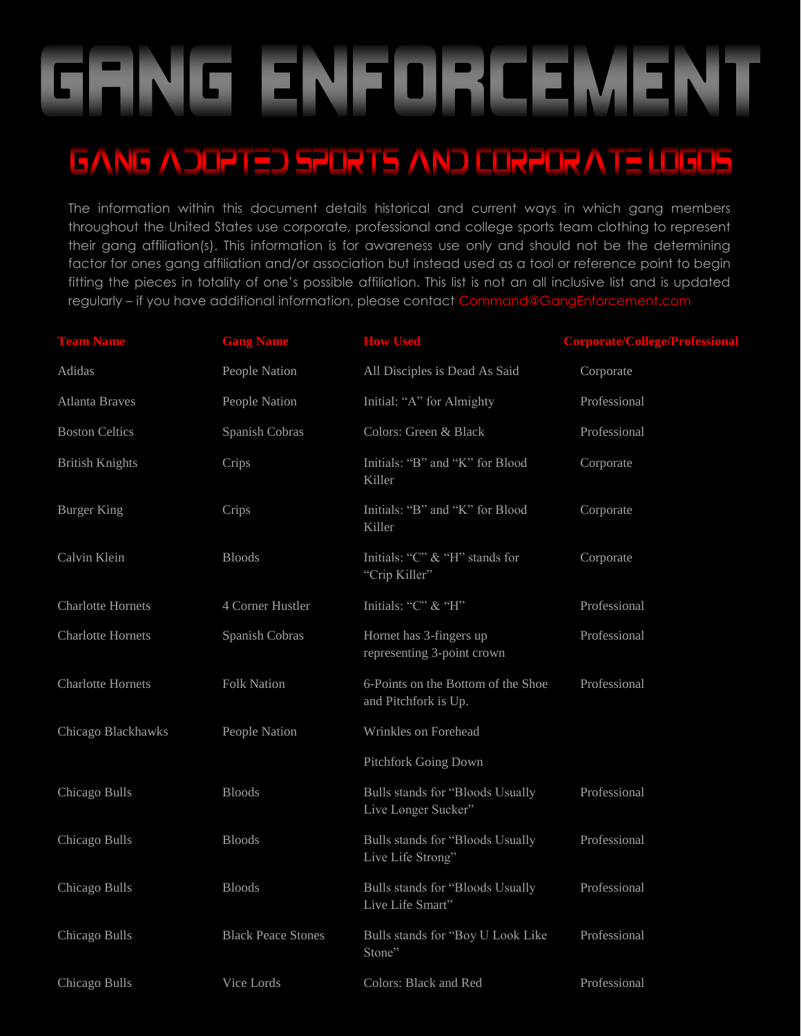# GANG ENFORCEMENT

## GANG ADOPTED SPORTS AND CORPORATE LOGOS

The information within this document details historical and current ways in which gang members throughout the United States use corporate, professional and college sports team clothing to represent their gang affiliation(s). This information is for awareness use only and should not be the determining factor for ones gang affiliation and/or association but instead used as a tool or reference point to begin fitting the pieces in totality of one's possible affiliation. This list is not an all inclusive list and is updated regularly – if you have additional information, please contact Command@GangEnforcement.com

| Team Name | Gang Name | How Used | Corporate/College/Professional |
|---|---|---|---|
| Adidas | People Nation | All Disciples is Dead As Said | Corporate |
| Atlanta Braves | People Nation | Initial: "A" for Almighty | Professional |
| Boston Celtics | Spanish Cobras | Colors: Green & Black | Professional |
| British Knights | Crips | Initials: "B" and "K" for Blood Killer | Corporate |
| Burger King | Crips | Initials: "B" and "K" for Blood Killer | Corporate |
| Calvin Klein | Bloods | Initials: "C" & "H" stands for "Crip Killer" | Corporate |
| Charlotte Hornets | 4 Corner Hustler | Initials: "C" & "H" | Professional |
| Charlotte Hornets | Spanish Cobras | Hornet has 3-fingers up representing 3-point crown | Professional |
| Charlotte Hornets | Folk Nation | 6-Points on the Bottom of the Shoe and Pitchfork is Up. | Professional |
| Chicago Blackhawks | People Nation | Wrinkles on Forehead | |
| | | Pitchfork Going Down | |
| Chicago Bulls | Bloods | Bulls stands for "Bloods Usually Live Longer Sucker" | Professional |
| Chicago Bulls | Bloods | Bulls stands for "Bloods Usually Live Life Strong" | Professional |
| Chicago Bulls | Bloods | Bulls stands for "Bloods Usually Live Life Smart" | Professional |
| Chicago Bulls | Black Peace Stones | Bulls stands for "Boy U Look Like Stone" | Professional |
| Chicago Bulls | Vice Lords | Colors: Black and Red | Professional |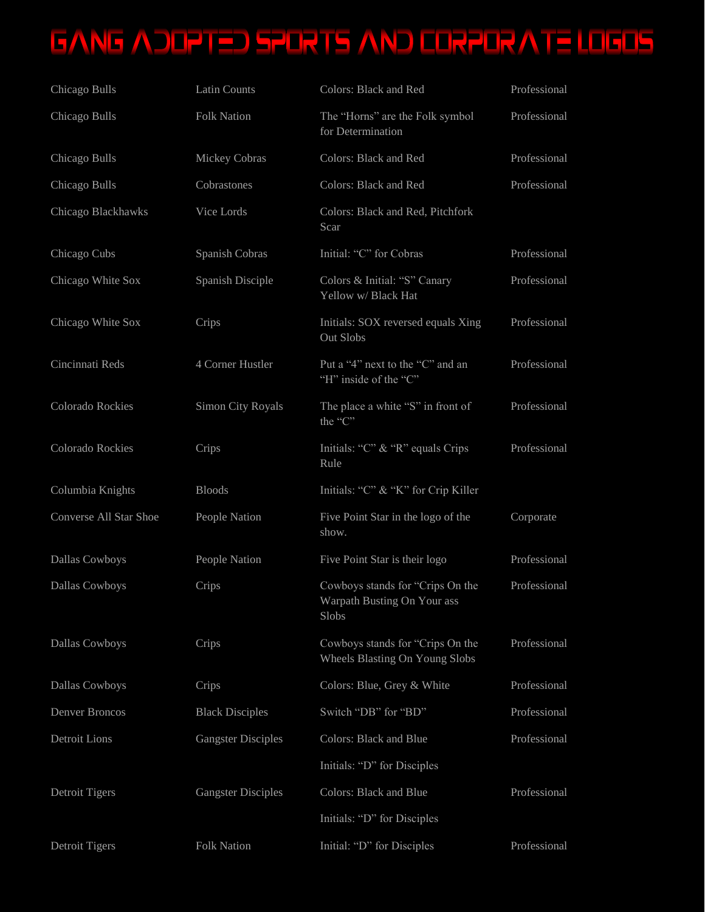# GANG ADOPTED SPORTS AND CORPORATE LOGOS

| | | | |
|---|---|---|---|
| Chicago Bulls | Latin Counts | Colors: Black and Red | Professional |
| Chicago Bulls | Folk Nation | The "Horns" are the Folk symbol for Determination | Professional |
| Chicago Bulls | Mickey Cobras | Colors: Black and Red | Professional |
| Chicago Bulls | Cobrastones | Colors: Black and Red | Professional |
| Chicago Blackhawks | Vice Lords | Colors: Black and Red, Pitchfork Scar | |
| Chicago Cubs | Spanish Cobras | Initial: "C" for Cobras | Professional |
| Chicago White Sox | Spanish Disciple | Colors & Initial: "S" Canary Yellow w/ Black Hat | Professional |
| Chicago White Sox | Crips | Initials: SOX reversed equals Xing Out Slobs | Professional |
| Cincinnati Reds | 4 Corner Hustler | Put a "4" next to the "C" and an "H" inside of the "C" | Professional |
| Colorado Rockies | Simon City Royals | The place a white "S" in front of the "C" | Professional |
| Colorado Rockies | Crips | Initials: "C" & "R" equals Crips Rule | Professional |
| Columbia Knights | Bloods | Initials: "C" & "K" for Crip Killer | |
| Converse All Star Shoe | People Nation | Five Point Star in the logo of the show. | Corporate |
| Dallas Cowboys | People Nation | Five Point Star is their logo | Professional |
| Dallas Cowboys | Crips | Cowboys stands for "Crips On the Warpath Busting On Your ass Slobs | Professional |
| Dallas Cowboys | Crips | Cowboys stands for "Crips On the Wheels Blasting On Young Slobs | Professional |
| Dallas Cowboys | Crips | Colors: Blue, Grey & White | Professional |
| Denver Broncos | Black Disciples | Switch "DB" for "BD" | Professional |
| Detroit Lions | Gangster Disciples | Colors: Black and Blue<br>Initials: "D" for Disciples | Professional |
| Detroit Tigers | Gangster Disciples | Colors: Black and Blue<br>Initials: "D" for Disciples | Professional |
| Detroit Tigers | Folk Nation | Initial: "D" for Disciples | Professional |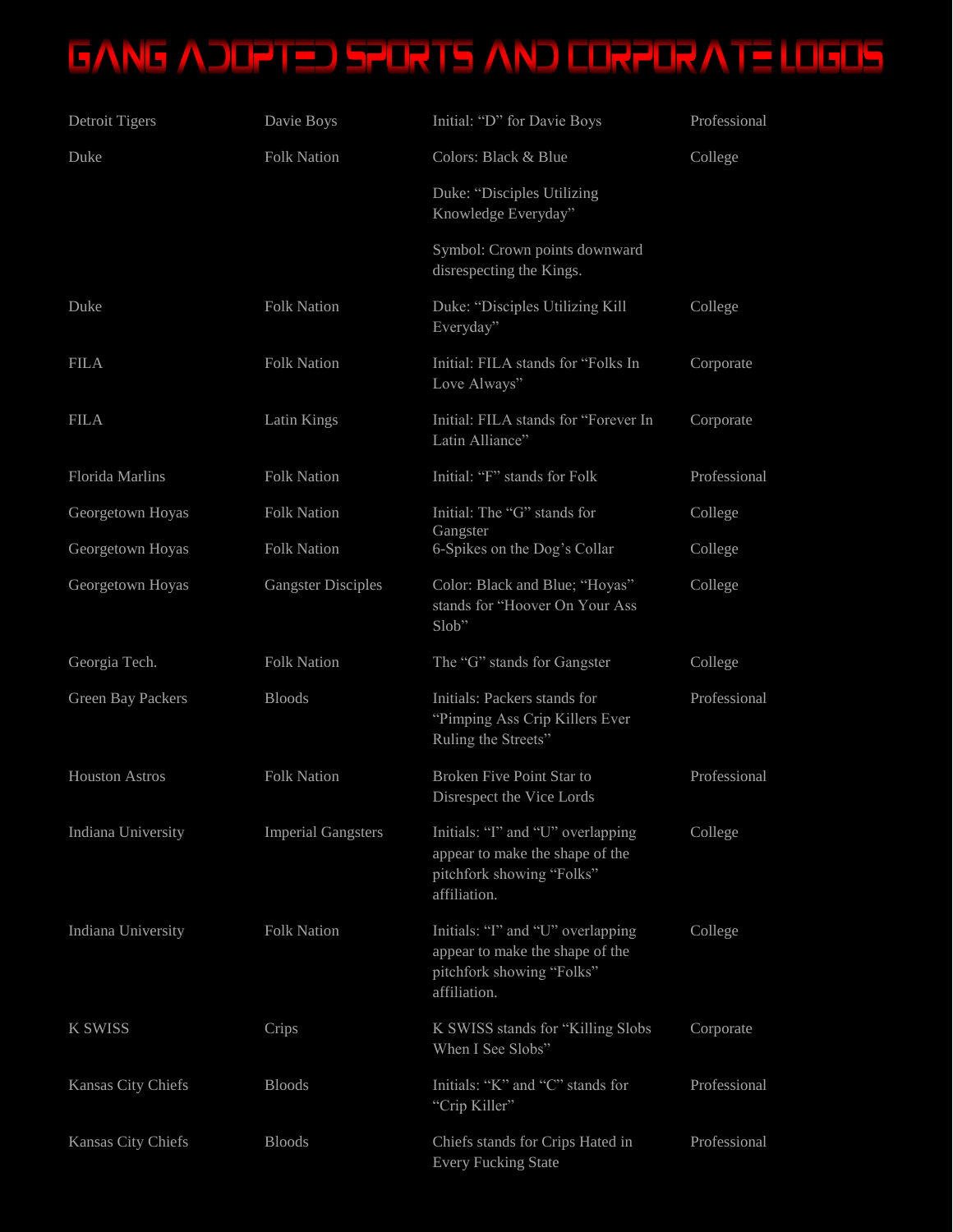# GANG ADOPTED SPORTS AND CORPORATE LOGOS

| | | | |
|---|---|---|---|
| Detroit Tigers | Davie Boys | Initial: "D" for Davie Boys | Professional |
| Duke | Folk Nation | Colors: Black & Blue<br><br>Duke: "Disciples Utilizing Knowledge Everyday"<br><br>Symbol: Crown points downward disrespecting the Kings. | College |
| Duke | Folk Nation | Duke: "Disciples Utilizing Kill Everyday" | College |
| FILA | Folk Nation | Initial: FILA stands for "Folks In Love Always" | Corporate |
| FILA | Latin Kings | Initial: FILA stands for "Forever In Latin Alliance" | Corporate |
| Florida Marlins | Folk Nation | Initial: "F" stands for Folk | Professional |
| Georgetown Hoyas | Folk Nation | Initial: The "G" stands for Gangster | College |
| Georgetown Hoyas | Folk Nation | 6-Spikes on the Dog's Collar | College |
| Georgetown Hoyas | Gangster Disciples | Color: Black and Blue; "Hoyas" stands for "Hoover On Your Ass Slob" | College |
| Georgia Tech. | Folk Nation | The "G" stands for Gangster | College |
| Green Bay Packers | Bloods | Initials: Packers stands for "Pimping Ass Crip Killers Ever Ruling the Streets" | Professional |
| Houston Astros | Folk Nation | Broken Five Point Star to Disrespect the Vice Lords | Professional |
| Indiana University | Imperial Gangsters | Initials: "I" and "U" overlapping appear to make the shape of the pitchfork showing "Folks" affiliation. | College |
| Indiana University | Folk Nation | Initials: "I" and "U" overlapping appear to make the shape of the pitchfork showing "Folks" affiliation. | College |
| K SWISS | Crips | K SWISS stands for "Killing Slobs When I See Slobs" | Corporate |
| Kansas City Chiefs | Bloods | Initials: "K" and "C" stands for "Crip Killer" | Professional |
| Kansas City Chiefs | Bloods | Chiefs stands for Crips Hated in Every Fucking State | Professional |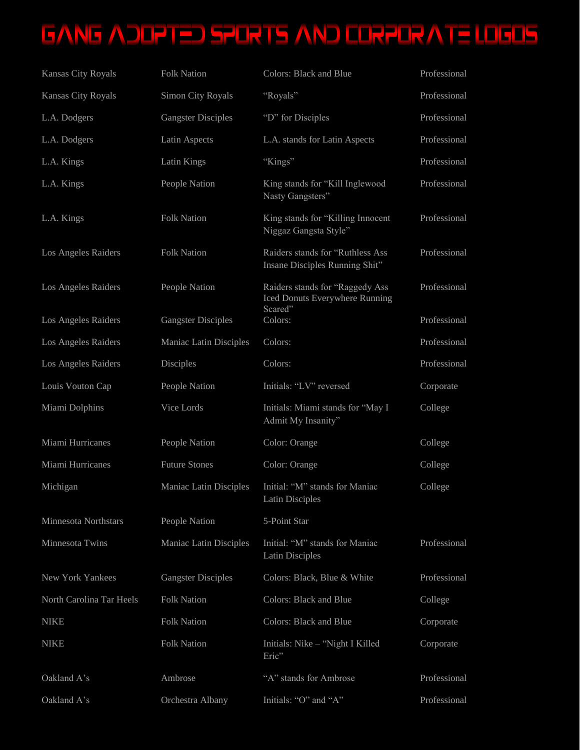# GANG ADOPTED SPORTS AND CORPORATE LOGOS

| | | | |
|---|---|---|---|
| Kansas City Royals | Folk Nation | Colors: Black and Blue | Professional |
| Kansas City Royals | Simon City Royals | “Royals” | Professional |
| L.A. Dodgers | Gangster Disciples | “D” for Disciples | Professional |
| L.A. Dodgers | Latin Aspects | L.A. stands for Latin Aspects | Professional |
| L.A. Kings | Latin Kings | “Kings” | Professional |
| L.A. Kings | People Nation | King stands for “Kill Inglewood Nasty Gangsters” | Professional |
| L.A. Kings | Folk Nation | King stands for “Killing Innocent Niggaz Gangsta Style” | Professional |
| Los Angeles Raiders | Folk Nation | Raiders stands for “Ruthless Ass Insane Disciples Running Shit” | Professional |
| Los Angeles Raiders | People Nation | Raiders stands for “Raggedy Ass Iced Donuts Everywhere Running Scared” | Professional |
| Los Angeles Raiders | Gangster Disciples | Colors: | Professional |
| Los Angeles Raiders | Maniac Latin Disciples | Colors: | Professional |
| Los Angeles Raiders | Disciples | Colors: | Professional |
| Louis Vouton Cap | People Nation | Initials: “LV” reversed | Corporate |
| Miami Dolphins | Vice Lords | Initials: Miami stands for “May I Admit My Insanity” | College |
| Miami Hurricanes | People Nation | Color: Orange | College |
| Miami Hurricanes | Future Stones | Color: Orange | College |
| Michigan | Maniac Latin Disciples | Initial: “M” stands for Maniac Latin Disciples | College |
| Minnesota Northstars | People Nation | 5-Point Star | |
| Minnesota Twins | Maniac Latin Disciples | Initial: “M” stands for Maniac Latin Disciples | Professional |
| New York Yankees | Gangster Disciples | Colors: Black, Blue & White | Professional |
| North Carolina Tar Heels | Folk Nation | Colors: Black and Blue | College |
| NIKE | Folk Nation | Colors: Black and Blue | Corporate |
| NIKE | Folk Nation | Initials: Nike – “Night I Killed Eric” | Corporate |
| Oakland A’s | Ambrose | “A” stands for Ambrose | Professional |
| Oakland A’s | Orchestra Albany | Initials: “O” and “A” | Professional |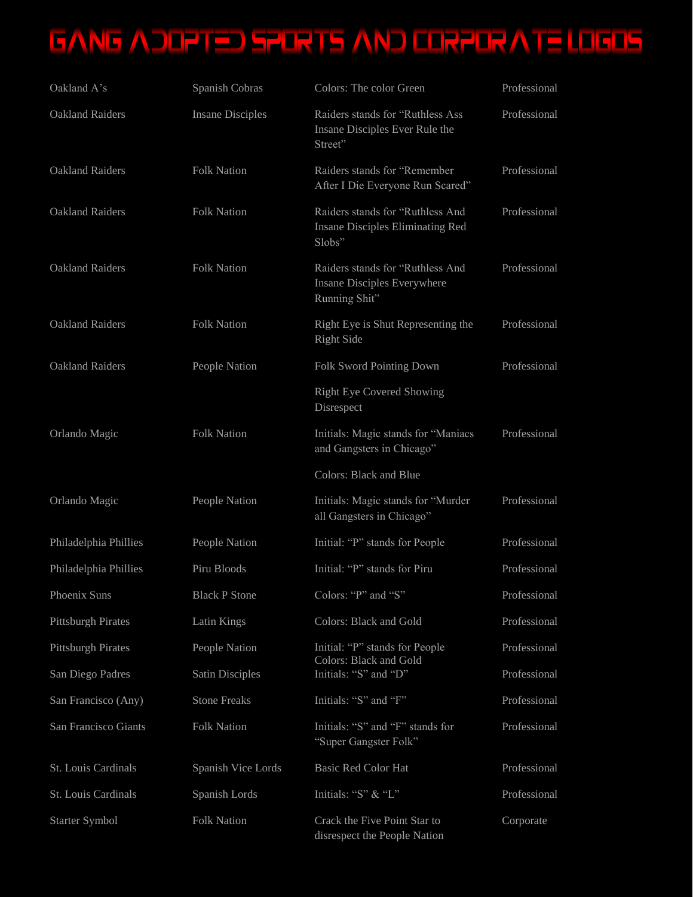# Gang Adopted Sports and Corporate Logos

| | | | |
|---|---|---|---|
| Oakland A's | Spanish Cobras | Colors: The color Green | Professional |
| Oakland Raiders | Insane Disciples | Raiders stands for "Ruthless Ass Insane Disciples Ever Rule the Street" | Professional |
| Oakland Raiders | Folk Nation | Raiders stands for "Remember After I Die Everyone Run Scared" | Professional |
| Oakland Raiders | Folk Nation | Raiders stands for "Ruthless And Insane Disciples Eliminating Red Slobs" | Professional |
| Oakland Raiders | Folk Nation | Raiders stands for "Ruthless And Insane Disciples Everywhere Running Shit" | Professional |
| Oakland Raiders | Folk Nation | Right Eye is Shut Representing the Right Side | Professional |
| Oakland Raiders | People Nation | Folk Sword Pointing Down<br>Right Eye Covered Showing Disrespect | Professional |
| Orlando Magic | Folk Nation | Initials: Magic stands for "Maniacs and Gangsters in Chicago"<br>Colors: Black and Blue | Professional |
| Orlando Magic | People Nation | Initials: Magic stands for "Murder all Gangsters in Chicago" | Professional |
| Philadelphia Phillies | People Nation | Initial: "P" stands for People | Professional |
| Philadelphia Phillies | Piru Bloods | Initial: "P" stands for Piru | Professional |
| Phoenix Suns | Black P Stone | Colors: "P" and "S" | Professional |
| Pittsburgh Pirates | Latin Kings | Colors: Black and Gold | Professional |
| Pittsburgh Pirates | People Nation | Initial: "P" stands for People<br>Colors: Black and Gold | Professional |
| San Diego Padres | Satin Disciples | Initials: "S" and "D" | Professional |
| San Francisco (Any) | Stone Freaks | Initials: "S" and "F" | Professional |
| San Francisco Giants | Folk Nation | Initials: "S" and "F" stands for "Super Gangster Folk" | Professional |
| St. Louis Cardinals | Spanish Vice Lords | Basic Red Color Hat | Professional |
| St. Louis Cardinals | Spanish Lords | Initials: "S" & "L" | Professional |
| Starter Symbol | Folk Nation | Crack the Five Point Star to disrespect the People Nation | Corporate |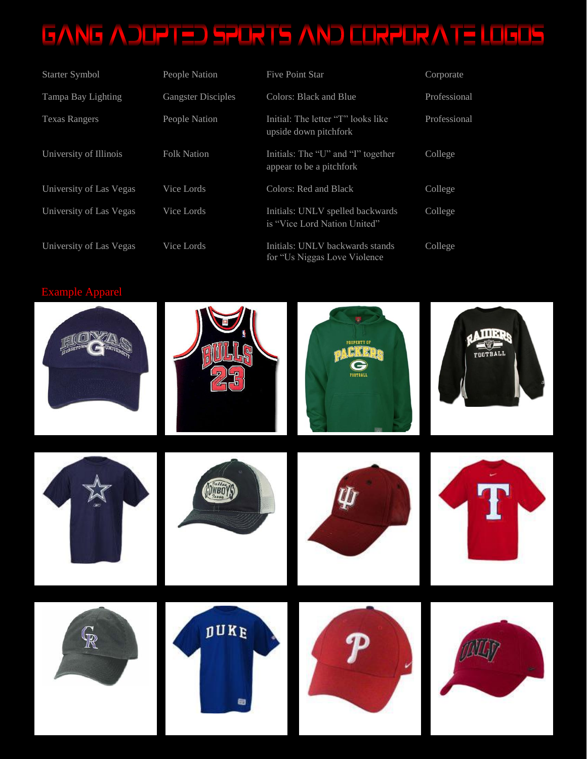# GANG ADOPTED SPORTS AND CORPORATE LOGOS

| | | | |
|---|---|---|---|
| Starter Symbol | People Nation | Five Point Star | Corporate |
| Tampa Bay Lighting | Gangster Disciples | Colors: Black and Blue | Professional |
| Texas Rangers | People Nation | Initial: The letter "T" looks like upside down pitchfork | Professional |
| University of Illinois | Folk Nation | Initials: The "U" and "I" together appear to be a pitchfork | College |
| University of Las Vegas | Vice Lords | Colors: Red and Black | College |
| University of Las Vegas | Vice Lords | Initials: UNLV spelled backwards is "Vice Lord Nation United" | College |
| University of Las Vegas | Vice Lords | Initials: UNLV backwards stands for "Us Niggas Love Violence | College |

Example Apparel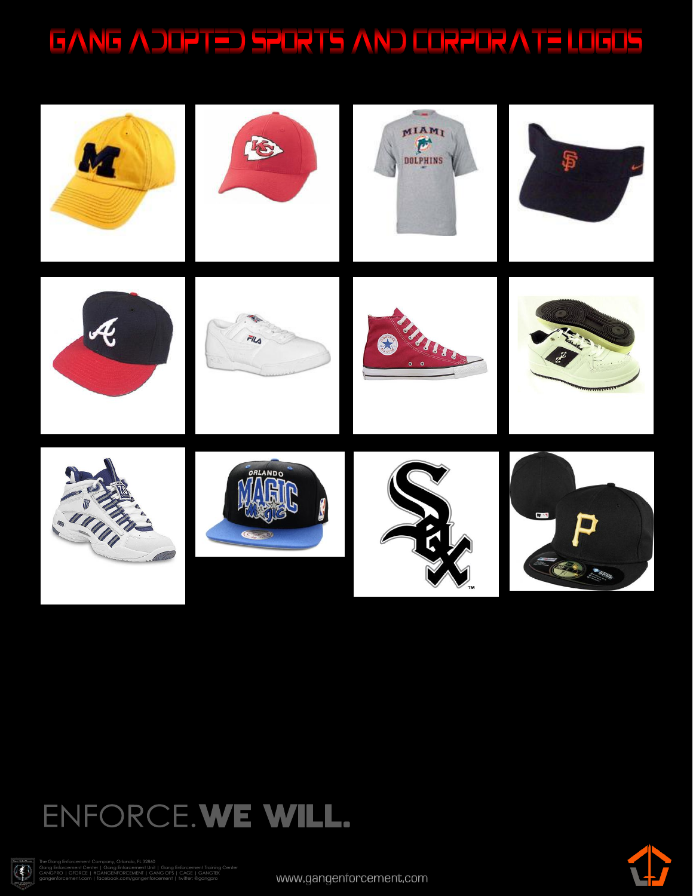# GANG ADOPTED SPORTS AND CORPORATE LOGOS

ENFORCE. **WE WILL.**

The Gang Enforcement Company, Orlando, FL 32860
Gang Enforcement Center | Gang Enforcement Unit | Gang Enforcement Training Center
GANGPRO | GFORCE | #GANGENFORCEMENT | GANG OPS | CAGE | GANGTEK
gangenforcement.com | facebook.com/gangenforcement | twitter: @gangpro

www.gangenforcement.com